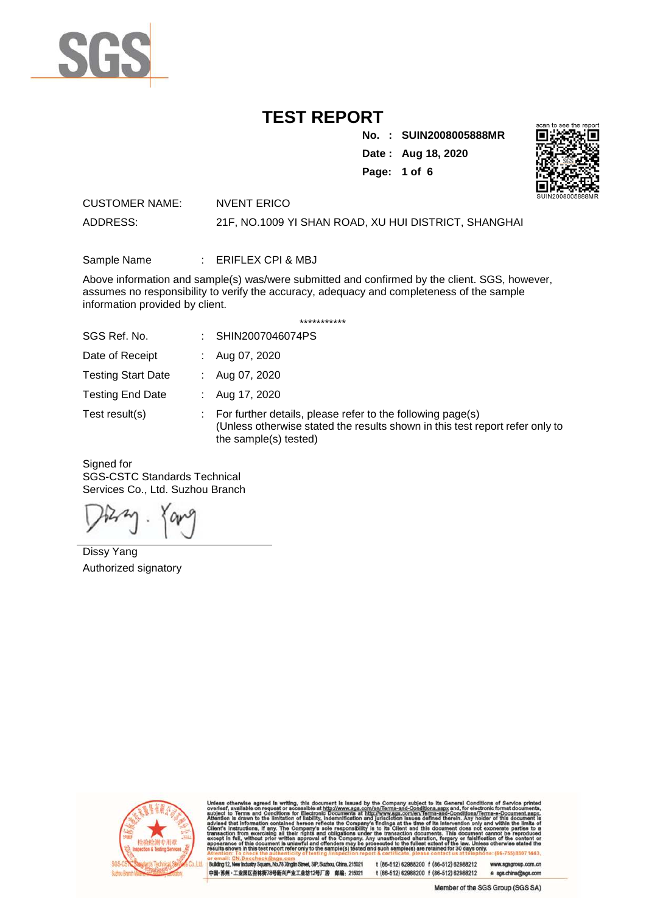# TEST REPORT

**No. : SUIN2008005888MR**

**Date : Aug 18, 2020**

scan to see the report

SUIN2008005888MR

| | |
|---|---|
| CUSTOMER NAME: | NVENT ERICO |
| ADDRESS: | 21F, NO.1009 YI SHAN ROAD, XU HUI DISTRICT, SHANGHAI |

Sample Name : ERIFLEX CPI & MBJ

Above information and sample(s) was/were submitted and confirmed by the client. SGS, however, assumes no responsibility to verify the accuracy, adequacy and completeness of the sample information provided by client.

***********

| | | |
|---|---|---|
| SGS Ref. No. | : | SHIN2007046074PS |
| Date of Receipt | : | Aug 07, 2020 |
| Testing Start Date | : | Aug 07, 2020 |
| Testing End Date | : | Aug 17, 2020 |
| Test result(s) | : | For further details, please refer to the following page(s) (Unless otherwise stated the results shown in this test report refer only to the sample(s) tested) |

Signed for
SGS-CSTC Standards Technical
Services Co., Ltd. Suzhou Branch

Dissy Yang
Authorized signatory

Unless otherwise agreed in writing, this document is issued by the Company subject to its General Conditions of Service printed overleaf, available on request or accessible at http://www.sgs.com/en/Terms-and-Conditions.aspx and, for electronic format documents, subject to Terms and Conditions for Electronic Documents at http://www.sgs.com/en/Terms-and-Conditions/Terms-e-Document.aspx. Attention is drawn to the limitation of liability, indemnification and jurisdiction issues defined therein. Any holder of this document is advised that information contained hereon reflects the Company's findings at the time of its intervention only and within the limits of Client's instructions, if any. The Company's sole responsibility is to its Client and this document does not exonerate parties to a transaction from exercising all their rights and obligations under the transaction documents. This document cannot be reproduced except in full, without prior written approval of the Company. Any unauthorized alteration, forgery or falsification of the content or appearance of this document is unlawful and offenders may be prosecuted to the fullest extent of the law. Unless otherwise stated the results shown in this test report refer only to the sample(s) tested and such sample(s) are retained for 30 days only.
Attention: To check the authenticity of testing /inspection report & certificate, please contact us at telephone: (86-755)8307 1443, or email: CN.Doccheck@sgs.com

Building 12, New Industry Square, No.78 Xinglin Street, SIP, Suzhou, China. 215021 t (86-512) 62988200 f (86-512) 62988212 www.sgsgroup.com.cn
中国·苏州·工业园区杏林街78号新兴产业工业坊12号厂房 邮编: 215021 t (86-512) 62988200 f (86-512) 62988212 e sgs.china@sgs.com

Member of the SGS Group (SGS SA)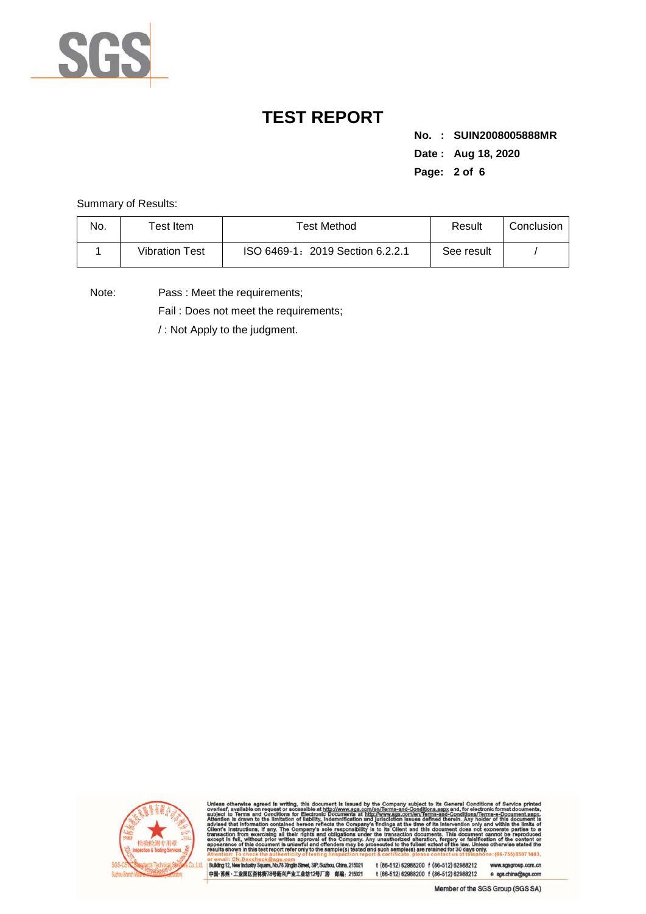# TEST REPORT

**No. : SUIN2008005888MR**

**Date : Aug 18, 2020**

Summary of Results:

| No. | Test Item | Test Method | Result | Conclusion |
| --- | --- | --- | --- | --- |
| 1 | Vibration Test | ISO 6469-1：2019 Section 6.2.2.1 | See result | / |

Note: Pass : Meet the requirements;

Fail : Does not meet the requirements;

/ : Not Apply to the judgment.

Unless otherwise agreed in writing, this document is issued by the Company subject to its General Conditions of Service printed overleaf, available on request or accessible at http://www.sgs.com/en/Terms-and-Conditions.aspx and, for electronic format documents, subject to Terms and Conditions for Electronic Documents at http://www.sgs.com/en/Terms-and-Conditions/Terms-e-Document.aspx. Attention is drawn to the limitation of liability, indemnification and jurisdiction issues defined therein. Any holder of this document is advised that information contained hereon reflects the Company's findings at the time of its intervention only and within the limits of Client's instructions, if any. The Company's sole responsibility is to its Client and this document does not exonerate parties to a transaction from exercising all their rights and obligations under the transaction documents. This document cannot be reproduced except in full, without prior written approval of the Company. Any unauthorized alteration, forgery or falsification of the content or appearance of this document is unlawful and offenders may be prosecuted to the fullest extent of the law. Unless otherwise stated the results shown in this test report refer only to the sample(s) tested and such sample(s) are retained for 30 days only.
Attention: To check the authenticity of testing /inspection report & certificate, please contact us at telephone: (86-755)8307 1443, or email: CN.Doccheck@sgs.com

Building 12, New Industry Square, No.78 Xinglin Street, SIP, Suzhou, China. 215021 t (86-512) 62988200 f (86-512) 62988212 www.sgsgroup.com.cn

中国·苏州·工业园区杏林街78号新兴产业工业坊12号厂房 邮编：215021 t (86-512) 62988200 f (86-512) 62988212 e sgs.china@sgs.com

Member of the SGS Group (SGS SA)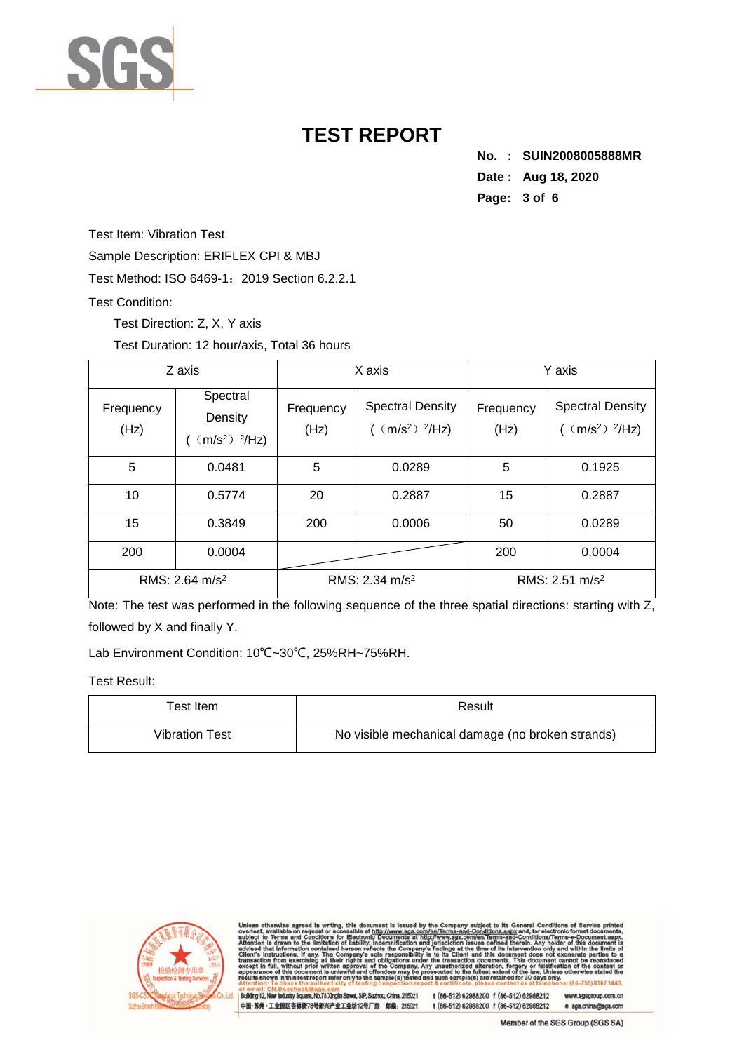# TEST REPORT

**No. : SUIN2008005888MR**
**Date : Aug 18, 2020**

Test Item: Vibration Test

Sample Description: ERIFLEX CPI & MBJ

Test Method: ISO 6469-1：2019 Section 6.2.2.1

Test Condition:

Test Direction: Z, X, Y axis

Test Duration: 12 hour/axis, Total 36 hours

| Z axis | | X axis | | Y axis | |
|---|---|---|---|---|---|
| Frequency (Hz) | Spectral Density ( $(m/s^2)^2$/Hz) | Frequency (Hz) | Spectral Density ( $(m/s^2)^2$/Hz) | Frequency (Hz) | Spectral Density ( $(m/s^2)^2$/Hz) |
| 5 | 0.0481 | 5 | 0.0289 | 5 | 0.1925 |
| 10 | 0.5774 | 20 | 0.2887 | 15 | 0.2887 |
| 15 | 0.3849 | 200 | 0.0006 | 50 | 0.0289 |
| 200 | 0.0004 | | | 200 | 0.0004 |
| RMS: 2.64 $m/s^2$ | | RMS: 2.34 $m/s^2$ | | RMS: 2.51 $m/s^2$ | |

Note: The test was performed in the following sequence of the three spatial directions: starting with Z, followed by X and finally Y.

Lab Environment Condition: 10℃~30℃, 25%RH~75%RH.

Test Result:

| Test Item | Result |
|---|---|
| Vibration Test | No visible mechanical damage (no broken strands) |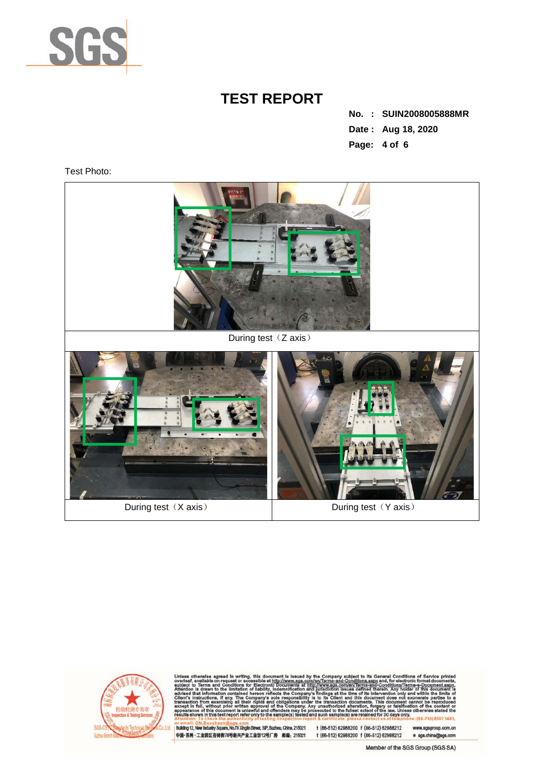# TEST REPORT

**No. : SUIN2008005888MR**
**Date : Aug 18, 2020**

Test Photo:

| During test（Z axis） | |
|---|---|
| During test（X axis） | During test（Y axis） |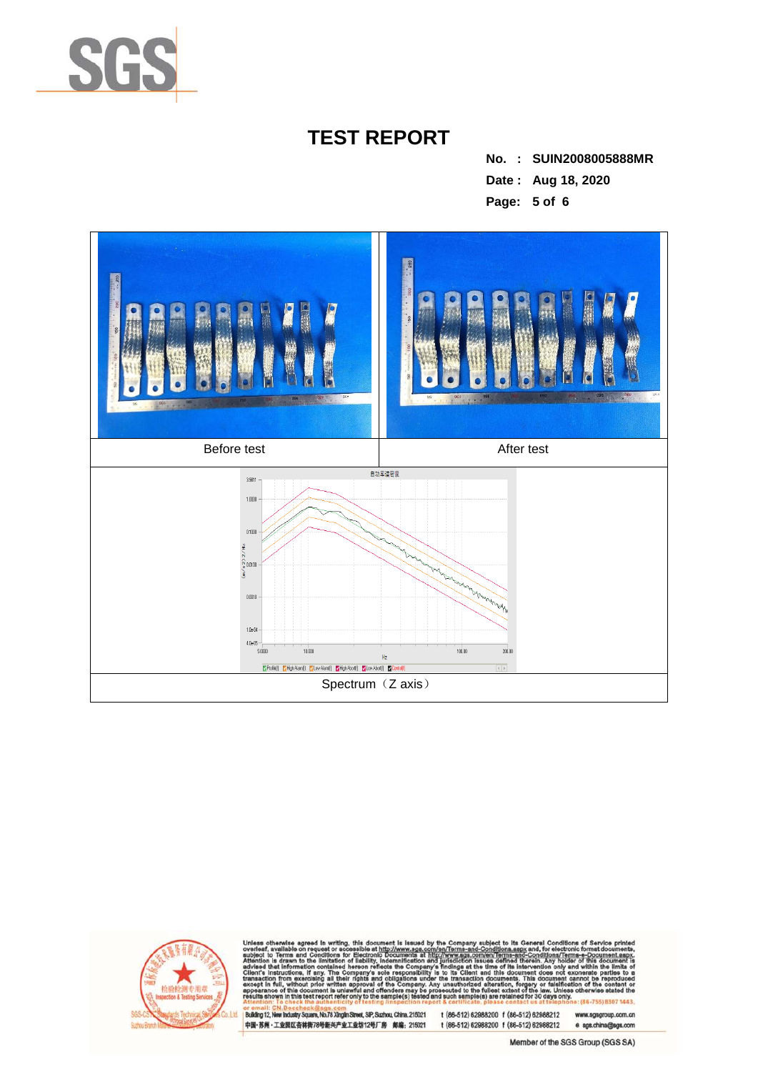# TEST REPORT

**No. : SUIN2008005888MR**

**Date : Aug 18, 2020**

| Before test | After test |
|---|---|

Spectrum（Z axis）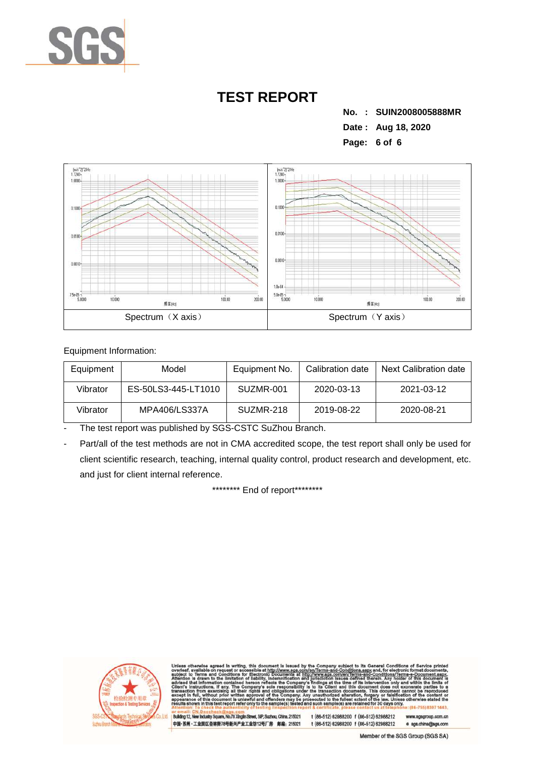# TEST REPORT

**No. : SUIN2008005888MR**

**Date : Aug 18, 2020**

(m/s^2)^2/Hz
1.7240
1.0000
0.1000
0.0100
0.0010
7.5e-05
5.0000
10.000
100.00
200.00
频率(Hz)

Spectrum（X axis）

(m/s^2)^2/Hz
1.7240
1.0000
0.1000
0.0100
0.0010
1.0e-04
5.0e-05
5.0000
10.000
100.00
200.00
频率(Hz)

Spectrum（Y axis）

Equipment Information:

| Equipment | Model | Equipment No. | Calibration date | Next Calibration date |
|---|---|---|---|---|
| Vibrator | ES-50LS3-445-LT1010 | SUZMR-001 | 2020-03-13 | 2021-03-12 |
| Vibrator | MPA406/LS337A | SUZMR-218 | 2019-08-22 | 2020-08-21 |

- The test report was published by SGS-CSTC SuZhou Branch.
- Part/all of the test methods are not in CMA accredited scope, the test report shall only be used for client scientific research, teaching, internal quality control, product research and development, etc. and just for client internal reference.

******** End of report********